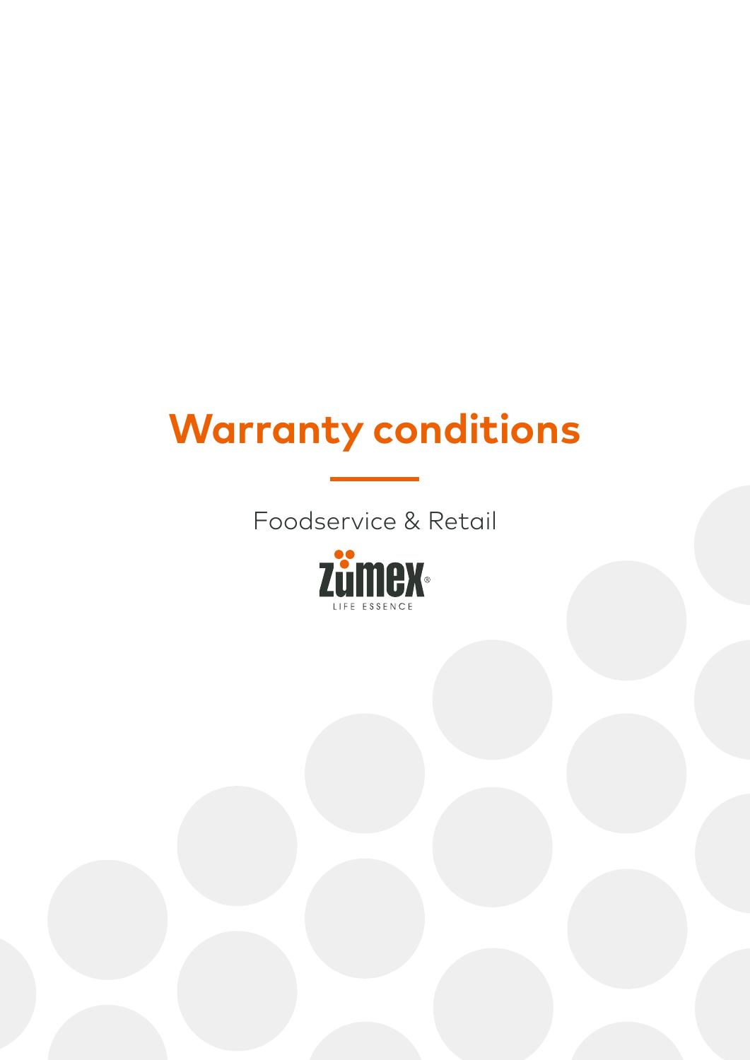# Warranty conditions

Foodservice & Retail

Zumex

LIFE ESSENCE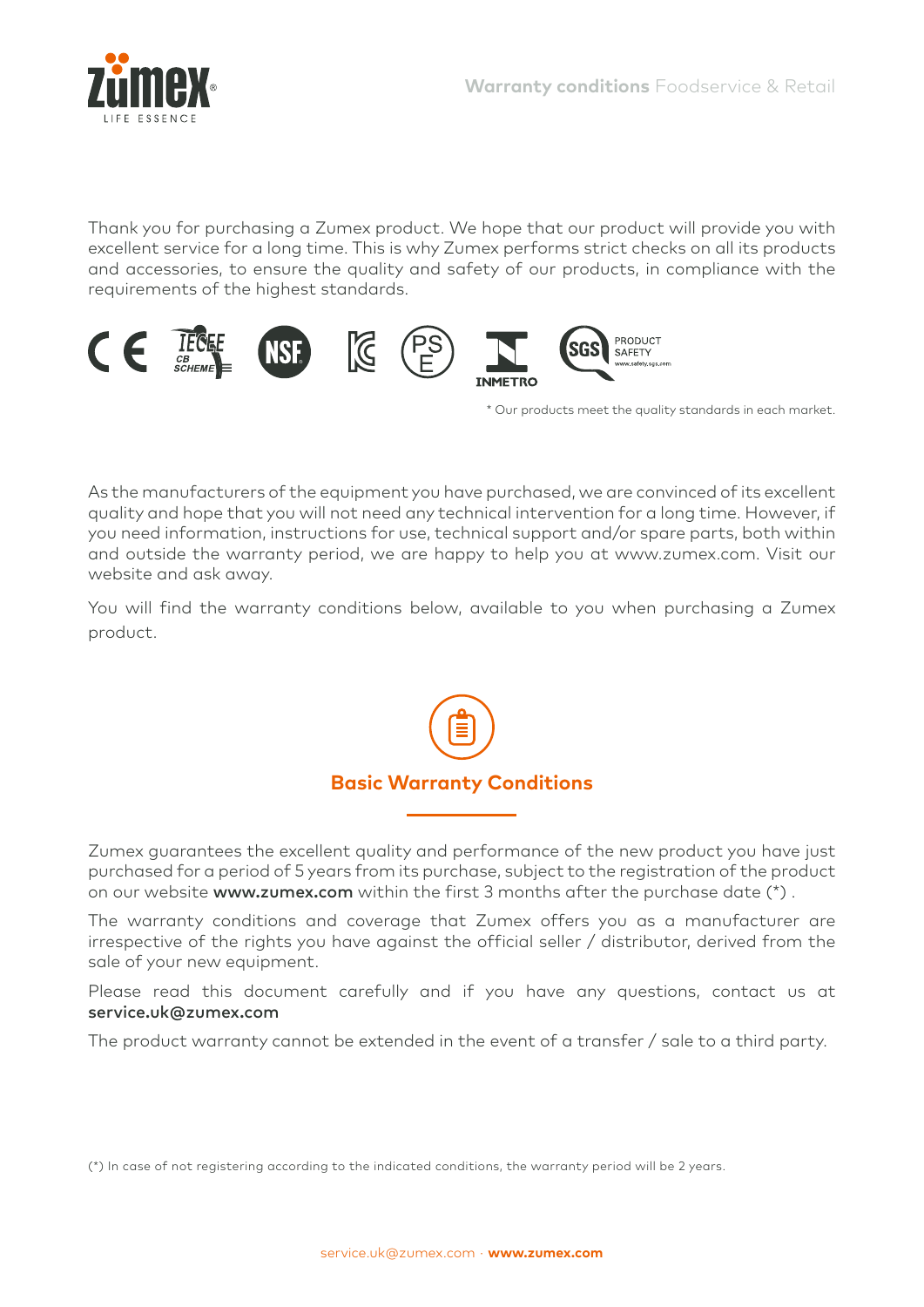Thank you for purchasing a Zumex product. We hope that our product will provide you with excellent service for a long time. This is why Zumex performs strict checks on all its products and accessories, to ensure the quality and safety of our products, in compliance with the requirements of the highest standards.

\* Our products meet the quality standards in each market.

As the manufacturers of the equipment you have purchased, we are convinced of its excellent quality and hope that you will not need any technical intervention for a long time. However, if you need information, instructions for use, technical support and/or spare parts, both within and outside the warranty period, we are happy to help you at www.zumex.com. Visit our website and ask away.

You will find the warranty conditions below, available to you when purchasing a Zumex product.

## Basic Warranty Conditions

Zumex guarantees the excellent quality and performance of the new product you have just purchased for a period of 5 years from its purchase, subject to the registration of the product on our website **www.zumex.com** within the first 3 months after the purchase date (*) .

The warranty conditions and coverage that Zumex offers you as a manufacturer are irrespective of the rights you have against the official seller / distributor, derived from the sale of your new equipment.

Please read this document carefully and if you have any questions, contact us at **service.uk@zumex.com**

The product warranty cannot be extended in the event of a transfer / sale to a third party.

(*) In case of not registering according to the indicated conditions, the warranty period will be 2 years.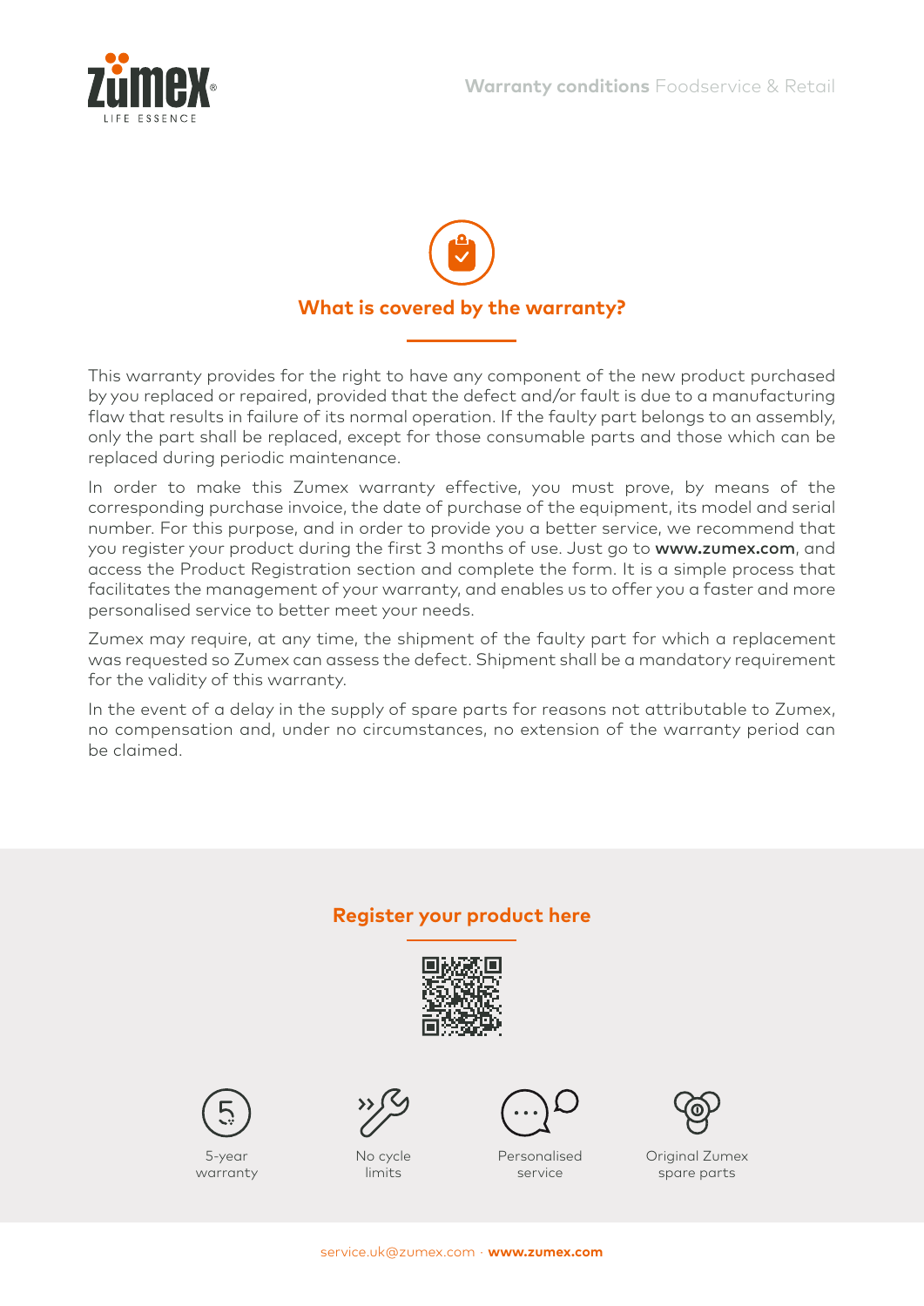## What is covered by the warranty?

This warranty provides for the right to have any component of the new product purchased by you replaced or repaired, provided that the defect and/or fault is due to a manufacturing flaw that results in failure of its normal operation. If the faulty part belongs to an assembly, only the part shall be replaced, except for those consumable parts and those which can be replaced during periodic maintenance.

In order to make this Zumex warranty effective, you must prove, by means of the corresponding purchase invoice, the date of purchase of the equipment, its model and serial number. For this purpose, and in order to provide you a better service, we recommend that you register your product during the first 3 months of use. Just go to **www.zumex.com**, and access the Product Registration section and complete the form. It is a simple process that facilitates the management of your warranty, and enables us to offer you a faster and more personalised service to better meet your needs.

Zumex may require, at any time, the shipment of the faulty part for which a replacement was requested so Zumex can assess the defect. Shipment shall be a mandatory requirement for the validity of this warranty.

In the event of a delay in the supply of spare parts for reasons not attributable to Zumex, no compensation and, under no circumstances, no extension of the warranty period can be claimed.

## Register your product here

5-year warranty

No cycle limits

Personalised service

Original Zumex spare parts

service.uk@zumex.com · **www.zumex.com**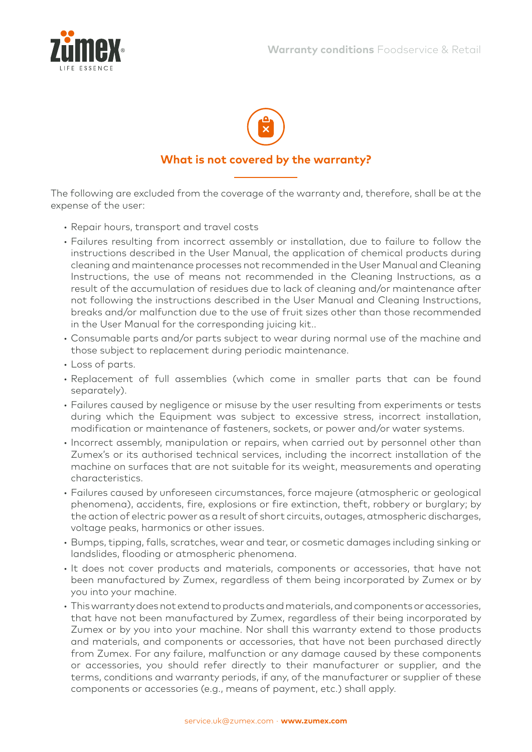## What is not covered by the warranty?

The following are excluded from the coverage of the warranty and, therefore, shall be at the expense of the user:

- Repair hours, transport and travel costs
- Failures resulting from incorrect assembly or installation, due to failure to follow the instructions described in the User Manual, the application of chemical products during cleaning and maintenance processes not recommended in the User Manual and Cleaning Instructions, the use of means not recommended in the Cleaning Instructions, as a result of the accumulation of residues due to lack of cleaning and/or maintenance after not following the instructions described in the User Manual and Cleaning Instructions, breaks and/or malfunction due to the use of fruit sizes other than those recommended in the User Manual for the corresponding juicing kit..
- Consumable parts and/or parts subject to wear during normal use of the machine and those subject to replacement during periodic maintenance.
- Loss of parts.
- Replacement of full assemblies (which come in smaller parts that can be found separately).
- Failures caused by negligence or misuse by the user resulting from experiments or tests during which the Equipment was subject to excessive stress, incorrect installation, modification or maintenance of fasteners, sockets, or power and/or water systems.
- Incorrect assembly, manipulation or repairs, when carried out by personnel other than Zumex's or its authorised technical services, including the incorrect installation of the machine on surfaces that are not suitable for its weight, measurements and operating characteristics.
- Failures caused by unforeseen circumstances, force majeure (atmospheric or geological phenomena), accidents, fire, explosions or fire extinction, theft, robbery or burglary; by the action of electric power as a result of short circuits, outages, atmospheric discharges, voltage peaks, harmonics or other issues.
- Bumps, tipping, falls, scratches, wear and tear, or cosmetic damages including sinking or landslides, flooding or atmospheric phenomena.
- It does not cover products and materials, components or accessories, that have not been manufactured by Zumex, regardless of them being incorporated by Zumex or by you into your machine.
- This warranty does not extend to products and materials, and components or accessories, that have not been manufactured by Zumex, regardless of their being incorporated by Zumex or by you into your machine. Nor shall this warranty extend to those products and materials, and components or accessories, that have not been purchased directly from Zumex. For any failure, malfunction or any damage caused by these components or accessories, you should refer directly to their manufacturer or supplier, and the terms, conditions and warranty periods, if any, of the manufacturer or supplier of these components or accessories (e.g., means of payment, etc.) shall apply.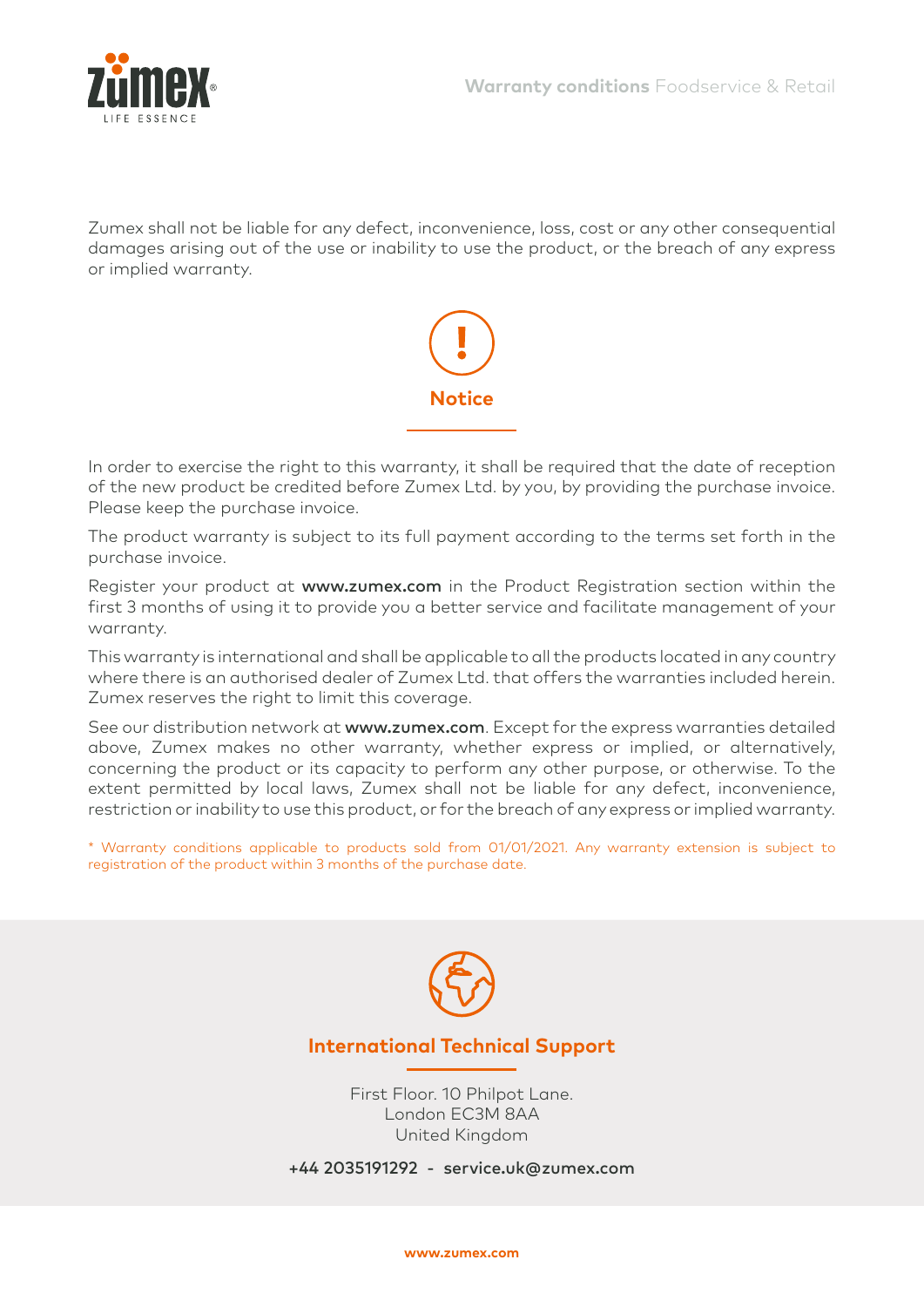Zumex shall not be liable for any defect, inconvenience, loss, cost or any other consequential damages arising out of the use or inability to use the product, or the breach of any express or implied warranty.

## Notice

In order to exercise the right to this warranty, it shall be required that the date of reception of the new product be credited before Zumex Ltd. by you, by providing the purchase invoice. Please keep the purchase invoice.

The product warranty is subject to its full payment according to the terms set forth in the purchase invoice.

Register your product at **www.zumex.com** in the Product Registration section within the first 3 months of using it to provide you a better service and facilitate management of your warranty.

This warranty is international and shall be applicable to all the products located in any country where there is an authorised dealer of Zumex Ltd. that offers the warranties included herein. Zumex reserves the right to limit this coverage.

See our distribution network at **www.zumex.com**. Except for the express warranties detailed above, Zumex makes no other warranty, whether express or implied, or alternatively, concerning the product or its capacity to perform any other purpose, or otherwise. To the extent permitted by local laws, Zumex shall not be liable for any defect, inconvenience, restriction or inability to use this product, or for the breach of any express or implied warranty.

* Warranty conditions applicable to products sold from 01/01/2021. Any warranty extension is subject to registration of the product within 3 months of the purchase date.

## International Technical Support

First Floor. 10 Philpot Lane.
London EC3M 8AA
United Kingdom

**+44 2035191292 - service.uk@zumex.com**